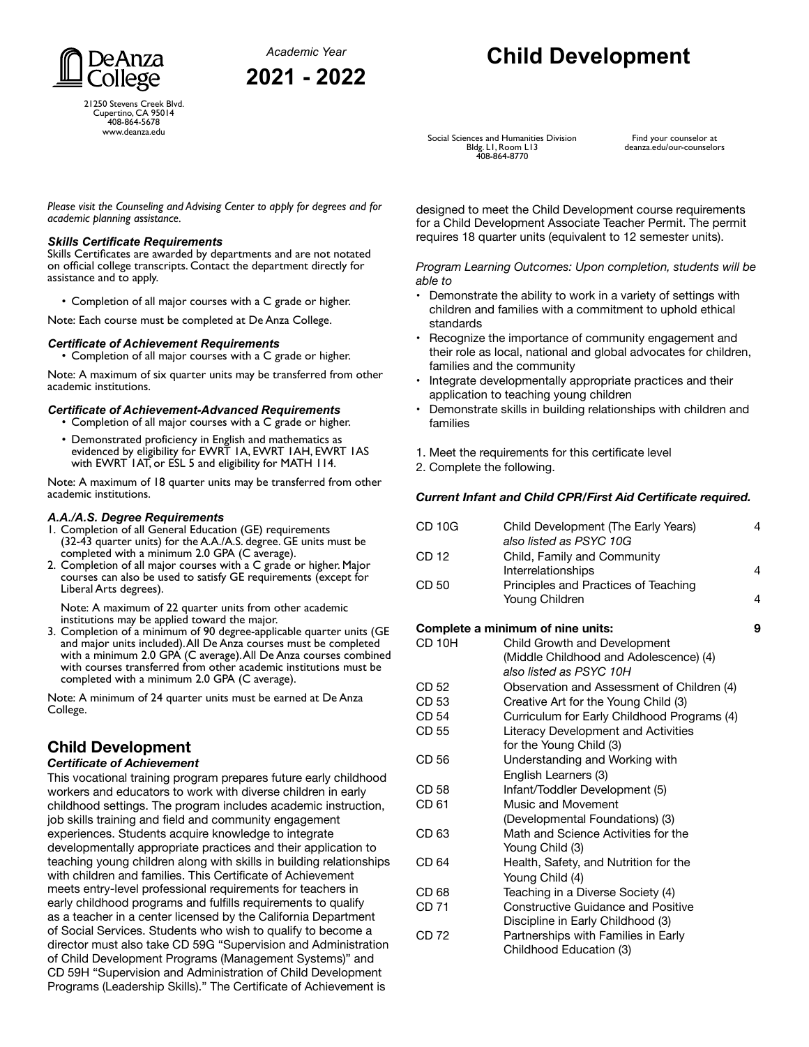De Anza College

21250 Stevens Creek Blvd.
Cupertino, CA 95014
408-864-5678
www.deanza.edu

*Academic Year*

**2021 - 2022**

# Child Development

Social Sciences and Humanities Division
Bldg. L1, Room L13
408-864-8770

Find your counselor at
deanza.edu/our-counselors

*Please visit the Counseling and Advising Center to apply for degrees and for academic planning assistance.*

### *Skills Certificate Requirements*

Skills Certificates are awarded by departments and are not notated on official college transcripts. Contact the department directly for assistance and to apply.

- Completion of all major courses with a C grade or higher.

Note: Each course must be completed at De Anza College.

### *Certificate of Achievement Requirements*

- Completion of all major courses with a C grade or higher.

Note: A maximum of six quarter units may be transferred from other academic institutions.

### *Certificate of Achievement-Advanced Requirements*

- Completion of all major courses with a C grade or higher.
- Demonstrated proficiency in English and mathematics as evidenced by eligibility for EWRT 1A, EWRT 1AH, EWRT 1AS with EWRT 1AT, or ESL 5 and eligibility for MATH 114.

Note: A maximum of 18 quarter units may be transferred from other academic institutions.

### *A.A./A.S. Degree Requirements*

1. Completion of all General Education (GE) requirements (32-43 quarter units) for the A.A./A.S. degree. GE units must be completed with a minimum 2.0 GPA (C average).
2. Completion of all major courses with a C grade or higher. Major courses can also be used to satisfy GE requirements (except for Liberal Arts degrees).

   Note: A maximum of 22 quarter units from other academic institutions may be applied toward the major.
3. Completion of a minimum of 90 degree-applicable quarter units (GE and major units included). All De Anza courses must be completed with a minimum 2.0 GPA (C average). All De Anza courses combined with courses transferred from other academic institutions must be completed with a minimum 2.0 GPA (C average).

Note: A minimum of 24 quarter units must be earned at De Anza College.

## Child Development

### *Certificate of Achievement*

This vocational training program prepares future early childhood workers and educators to work with diverse children in early childhood settings. The program includes academic instruction, job skills training and field and community engagement experiences. Students acquire knowledge to integrate developmentally appropriate practices and their application to teaching young children along with skills in building relationships with children and families. This Certificate of Achievement meets entry-level professional requirements for teachers in early childhood programs and fulfills requirements to qualify as a teacher in a center licensed by the California Department of Social Services. Students who wish to qualify to become a director must also take CD 59G "Supervision and Administration of Child Development Programs (Management Systems)" and CD 59H "Supervision and Administration of Child Development Programs (Leadership Skills)." The Certificate of Achievement is designed to meet the Child Development course requirements for a Child Development Associate Teacher Permit. The permit requires 18 quarter units (equivalent to 12 semester units).

*Program Learning Outcomes: Upon completion, students will be able to*

- Demonstrate the ability to work in a variety of settings with children and families with a commitment to uphold ethical standards
- Recognize the importance of community engagement and their role as local, national and global advocates for children, families and the community
- Integrate developmentally appropriate practices and their application to teaching young children
- Demonstrate skills in building relationships with children and families

1. Meet the requirements for this certificate level
2. Complete the following.

***Current Infant and Child CPR/First Aid Certificate required.***

| | | |
|---|---|---|
| CD 10G | Child Development (The Early Years) *also listed as PSYC 10G* | 4 |
| CD 12 | Child, Family and Community Interrelationships | 4 |
| CD 50 | Principles and Practices of Teaching Young Children | 4 |

**Complete a minimum of nine units: 9**

| | |
|---|---|
| CD 10H | Child Growth and Development (Middle Childhood and Adolescence) (4) *also listed as PSYC 10H* |
| CD 52 | Observation and Assessment of Children (4) |
| CD 53 | Creative Art for the Young Child (3) |
| CD 54 | Curriculum for Early Childhood Programs (4) |
| CD 55 | Literacy Development and Activities for the Young Child (3) |
| CD 56 | Understanding and Working with English Learners (3) |
| CD 58 | Infant/Toddler Development (5) |
| CD 61 | Music and Movement (Developmental Foundations) (3) |
| CD 63 | Math and Science Activities for the Young Child (3) |
| CD 64 | Health, Safety, and Nutrition for the Young Child (4) |
| CD 68 | Teaching in a Diverse Society (4) |
| CD 71 | Constructive Guidance and Positive Discipline in Early Childhood (3) |
| CD 72 | Partnerships with Families in Early Childhood Education (3) |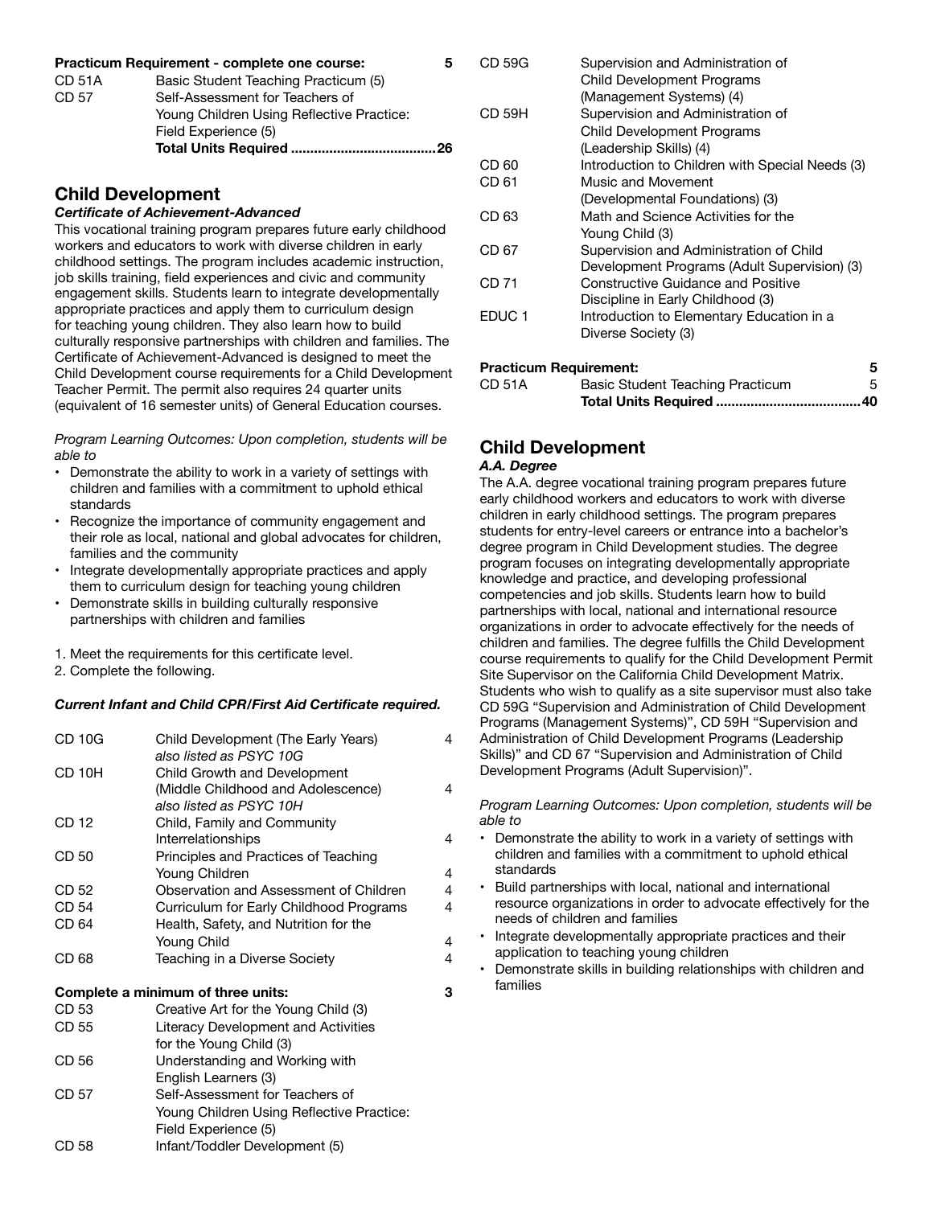**Practicum Requirement - complete one course: 5**

| | | |
|---|---|---|
| CD 51A | Basic Student Teaching Practicum (5) | |
| CD 57 | Self-Assessment for Teachers of Young Children Using Reflective Practice: Field Experience (5) | |
| | **Total Units Required** | **26** |

## Child Development

### *Certificate of Achievement-Advanced*

This vocational training program prepares future early childhood workers and educators to work with diverse children in early childhood settings. The program includes academic instruction, job skills training, field experiences and civic and community engagement skills. Students learn to integrate developmentally appropriate practices and apply them to curriculum design for teaching young children. They also learn how to build culturally responsive partnerships with children and families. The Certificate of Achievement-Advanced is designed to meet the Child Development course requirements for a Child Development Teacher Permit. The permit also requires 24 quarter units (equivalent of 16 semester units) of General Education courses.

*Program Learning Outcomes: Upon completion, students will be able to*

- Demonstrate the ability to work in a variety of settings with children and families with a commitment to uphold ethical standards
- Recognize the importance of community engagement and their role as local, national and global advocates for children, families and the community
- Integrate developmentally appropriate practices and apply them to curriculum design for teaching young children
- Demonstrate skills in building culturally responsive partnerships with children and families

1. Meet the requirements for this certificate level.
2. Complete the following.

***Current Infant and Child CPR/First Aid Certificate required.***

| | | |
|---|---|---|
| CD 10G | Child Development (The Early Years) *also listed as PSYC 10G* | 4 |
| CD 10H | Child Growth and Development (Middle Childhood and Adolescence) *also listed as PSYC 10H* | 4 |
| CD 12 | Child, Family and Community Interrelationships | 4 |
| CD 50 | Principles and Practices of Teaching Young Children | 4 |
| CD 52 | Observation and Assessment of Children | 4 |
| CD 54 | Curriculum for Early Childhood Programs | 4 |
| CD 64 | Health, Safety, and Nutrition for the Young Child | 4 |
| CD 68 | Teaching in a Diverse Society | 4 |

**Complete a minimum of three units: 3**

| | |
|---|---|
| CD 53 | Creative Art for the Young Child (3) |
| CD 55 | Literacy Development and Activities for the Young Child (3) |
| CD 56 | Understanding and Working with English Learners (3) |
| CD 57 | Self-Assessment for Teachers of Young Children Using Reflective Practice: Field Experience (5) |
| CD 58 | Infant/Toddler Development (5) |
| CD 59G | Supervision and Administration of Child Development Programs (Management Systems) (4) |
| CD 59H | Supervision and Administration of Child Development Programs (Leadership Skills) (4) |
| CD 60 | Introduction to Children with Special Needs (3) |
| CD 61 | Music and Movement (Developmental Foundations) (3) |
| CD 63 | Math and Science Activities for the Young Child (3) |
| CD 67 | Supervision and Administration of Child Development Programs (Adult Supervision) (3) |
| CD 71 | Constructive Guidance and Positive Discipline in Early Childhood (3) |
| EDUC 1 | Introduction to Elementary Education in a Diverse Society (3) |

**Practicum Requirement: 5**

| | | |
|---|---|---|
| CD 51A | Basic Student Teaching Practicum | 5 |
| | **Total Units Required** | **40** |

## Child Development

### *A.A. Degree*

The A.A. degree vocational training program prepares future early childhood workers and educators to work with diverse children in early childhood settings. The program prepares students for entry-level careers or entrance into a bachelor's degree program in Child Development studies. The degree program focuses on integrating developmentally appropriate knowledge and practice, and developing professional competencies and job skills. Students learn how to build partnerships with local, national and international resource organizations in order to advocate effectively for the needs of children and families. The degree fulfills the Child Development course requirements to qualify for the Child Development Permit Site Supervisor on the California Child Development Matrix. Students who wish to qualify as a site supervisor must also take CD 59G "Supervision and Administration of Child Development Programs (Management Systems)", CD 59H "Supervision and Administration of Child Development Programs (Leadership Skills)" and CD 67 "Supervision and Administration of Child Development Programs (Adult Supervision)".

*Program Learning Outcomes: Upon completion, students will be able to*

- Demonstrate the ability to work in a variety of settings with children and families with a commitment to uphold ethical standards
- Build partnerships with local, national and international resource organizations in order to advocate effectively for the needs of children and families
- Integrate developmentally appropriate practices and their application to teaching young children
- Demonstrate skills in building relationships with children and families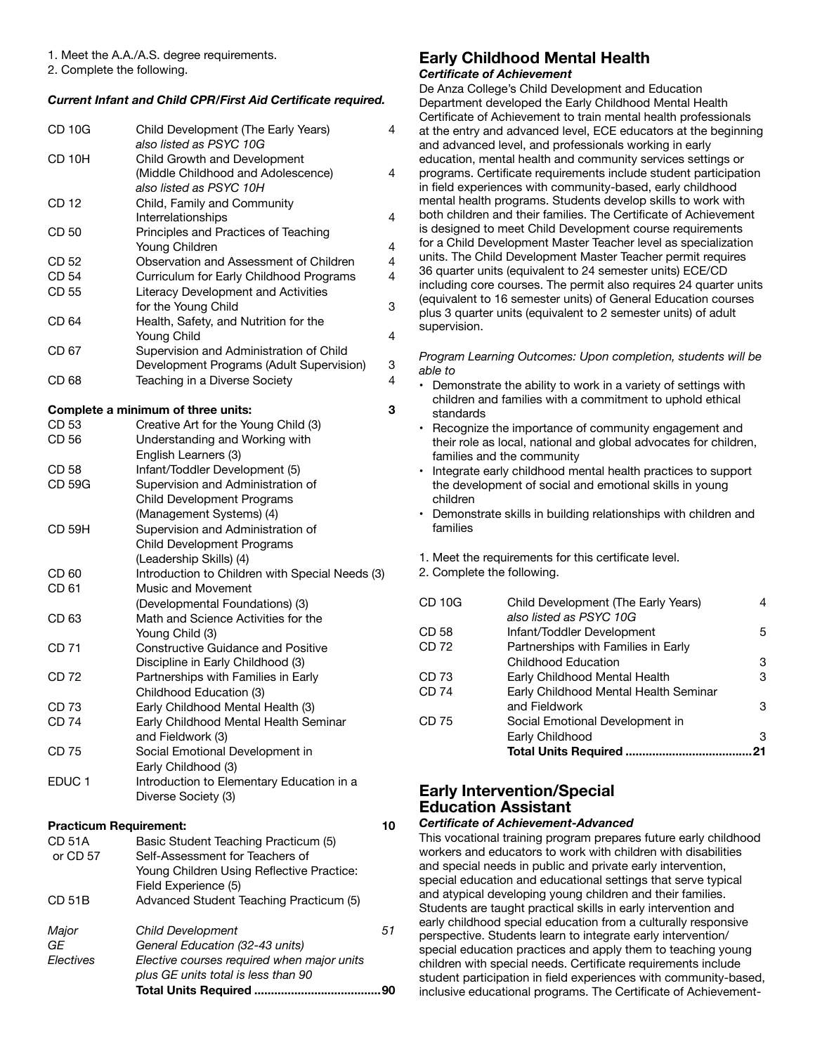1. Meet the A.A./A.S. degree requirements.
2. Complete the following.

***Current Infant and Child CPR/First Aid Certificate required.***

| | | |
|---|---|---|
| CD 10G | Child Development (The Early Years) *also listed as PSYC 10G* | 4 |
| CD 10H | Child Growth and Development (Middle Childhood and Adolescence) *also listed as PSYC 10H* | 4 |
| CD 12 | Child, Family and Community Interrelationships | 4 |
| CD 50 | Principles and Practices of Teaching Young Children | 4 |
| CD 52 | Observation and Assessment of Children | 4 |
| CD 54 | Curriculum for Early Childhood Programs | 4 |
| CD 55 | Literacy Development and Activities for the Young Child | 3 |
| CD 64 | Health, Safety, and Nutrition for the Young Child | 4 |
| CD 67 | Supervision and Administration of Child Development Programs (Adult Supervision) | 3 |
| CD 68 | Teaching in a Diverse Society | 4 |
| **Complete a minimum of three units:** | | **3** |
| CD 53 | Creative Art for the Young Child (3) | |
| CD 56 | Understanding and Working with English Learners (3) | |
| CD 58 | Infant/Toddler Development (5) | |
| CD 59G | Supervision and Administration of Child Development Programs (Management Systems) (4) | |
| CD 59H | Supervision and Administration of Child Development Programs (Leadership Skills) (4) | |
| CD 60 | Introduction to Children with Special Needs (3) | |
| CD 61 | Music and Movement (Developmental Foundations) (3) | |
| CD 63 | Math and Science Activities for the Young Child (3) | |
| CD 71 | Constructive Guidance and Positive Discipline in Early Childhood (3) | |
| CD 72 | Partnerships with Families in Early Childhood Education (3) | |
| CD 73 | Early Childhood Mental Health (3) | |
| CD 74 | Early Childhood Mental Health Seminar and Fieldwork (3) | |
| CD 75 | Social Emotional Development in Early Childhood (3) | |
| EDUC 1 | Introduction to Elementary Education in a Diverse Society (3) | |
| **Practicum Requirement:** | | **10** |
| CD 51A or CD 57 | Basic Student Teaching Practicum (5) Self-Assessment for Teachers of Young Children Using Reflective Practice: Field Experience (5) | |
| CD 51B | Advanced Student Teaching Practicum (5) | |
| *Major* | *Child Development* | *51* |
| *GE* | *General Education (32-43 units)* | |
| *Electives* | *Elective courses required when major units plus GE units total is less than 90* | |
| | **Total Units Required** | **90** |

## Early Childhood Mental Health

***Certificate of Achievement***

De Anza College's Child Development and Education Department developed the Early Childhood Mental Health Certificate of Achievement to train mental health professionals at the entry and advanced level, ECE educators at the beginning and advanced level, and professionals working in early education, mental health and community services settings or programs. Certificate requirements include student participation in field experiences with community-based, early childhood mental health programs. Students develop skills to work with both children and their families. The Certificate of Achievement is designed to meet Child Development course requirements for a Child Development Master Teacher level as specialization units. The Child Development Master Teacher permit requires 36 quarter units (equivalent to 24 semester units) ECE/CD including core courses. The permit also requires 24 quarter units (equivalent to 16 semester units) of General Education courses plus 3 quarter units (equivalent to 2 semester units) of adult supervision.

*Program Learning Outcomes: Upon completion, students will be able to*

- Demonstrate the ability to work in a variety of settings with children and families with a commitment to uphold ethical standards
- Recognize the importance of community engagement and their role as local, national and global advocates for children, families and the community
- Integrate early childhood mental health practices to support the development of social and emotional skills in young children
- Demonstrate skills in building relationships with children and families

1. Meet the requirements for this certificate level.
2. Complete the following.

| | | |
|---|---|---|
| CD 10G | Child Development (The Early Years) *also listed as PSYC 10G* | 4 |
| CD 58 | Infant/Toddler Development | 5 |
| CD 72 | Partnerships with Families in Early Childhood Education | 3 |
| CD 73 | Early Childhood Mental Health | 3 |
| CD 74 | Early Childhood Mental Health Seminar and Fieldwork | 3 |
| CD 75 | Social Emotional Development in Early Childhood | 3 |
| | **Total Units Required** | **21** |

## Early Intervention/Special Education Assistant

***Certificate of Achievement-Advanced***

This vocational training program prepares future early childhood workers and educators to work with children with disabilities and special needs in public and private early intervention, special education and educational settings that serve typical and atypical developing young children and their families. Students are taught practical skills in early intervention and early childhood special education from a culturally responsive perspective. Students learn to integrate early intervention/ special education practices and apply them to teaching young children with special needs. Certificate requirements include student participation in field experiences with community-based, inclusive educational programs. The Certificate of Achievement-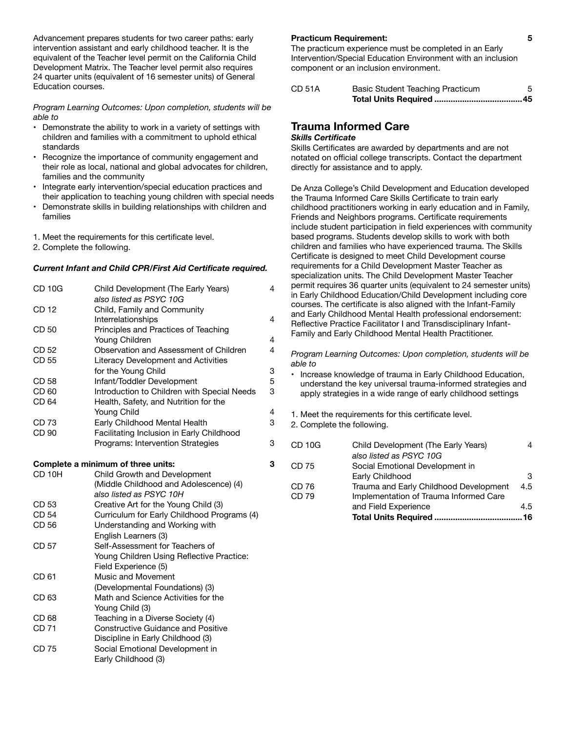Advancement prepares students for two career paths: early intervention assistant and early childhood teacher. It is the equivalent of the Teacher level permit on the California Child Development Matrix. The Teacher level permit also requires 24 quarter units (equivalent of 16 semester units) of General Education courses.

*Program Learning Outcomes: Upon completion, students will be able to*

- Demonstrate the ability to work in a variety of settings with children and families with a commitment to uphold ethical standards
- Recognize the importance of community engagement and their role as local, national and global advocates for children, families and the community
- Integrate early intervention/special education practices and their application to teaching young children with special needs
- Demonstrate skills in building relationships with children and families

1. Meet the requirements for this certificate level.
2. Complete the following.

***Current Infant and Child CPR/First Aid Certificate required.***

| | | |
|---|---|---|
| CD 10G | Child Development (The Early Years) *also listed as PSYC 10G* | 4 |
| CD 12 | Child, Family and Community Interrelationships | 4 |
| CD 50 | Principles and Practices of Teaching Young Children | 4 |
| CD 52 | Observation and Assessment of Children | 4 |
| CD 55 | Literacy Development and Activities for the Young Child | 3 |
| CD 58 | Infant/Toddler Development | 5 |
| CD 60 | Introduction to Children with Special Needs | 3 |
| CD 64 | Health, Safety, and Nutrition for the Young Child | 4 |
| CD 73 | Early Childhood Mental Health | 3 |
| CD 90 | Facilitating Inclusion in Early Childhood Programs: Intervention Strategies | 3 |

**Complete a minimum of three units: 3**

| | |
|---|---|
| CD 10H | Child Growth and Development (Middle Childhood and Adolescence) (4) *also listed as PSYC 10H* |
| CD 53 | Creative Art for the Young Child (3) |
| CD 54 | Curriculum for Early Childhood Programs (4) |
| CD 56 | Understanding and Working with English Learners (3) |
| CD 57 | Self-Assessment for Teachers of Young Children Using Reflective Practice: Field Experience (5) |
| CD 61 | Music and Movement (Developmental Foundations) (3) |
| CD 63 | Math and Science Activities for the Young Child (3) |
| CD 68 | Teaching in a Diverse Society (4) |
| CD 71 | Constructive Guidance and Positive Discipline in Early Childhood (3) |
| CD 75 | Social Emotional Development in Early Childhood (3) |

**Practicum Requirement: 5**

The practicum experience must be completed in an Early Intervention/Special Education Environment with an inclusion component or an inclusion environment.

| | | |
|---|---|---|
| CD 51A | Basic Student Teaching Practicum | 5 |
| | **Total Units Required** | **45** |

## Trauma Informed Care

***Skills Certificate***

Skills Certificates are awarded by departments and are not notated on official college transcripts. Contact the department directly for assistance and to apply.

De Anza College's Child Development and Education developed the Trauma Informed Care Skills Certificate to train early childhood practitioners working in early education and in Family, Friends and Neighbors programs. Certificate requirements include student participation in field experiences with community based programs. Students develop skills to work with both children and families who have experienced trauma. The Skills Certificate is designed to meet Child Development course requirements for a Child Development Master Teacher as specialization units. The Child Development Master Teacher permit requires 36 quarter units (equivalent to 24 semester units) in Early Childhood Education/Child Development including core courses. The certificate is also aligned with the Infant-Family and Early Childhood Mental Health professional endorsement: Reflective Practice Facilitator I and Transdisciplinary Infant-Family and Early Childhood Mental Health Practitioner.

*Program Learning Outcomes: Upon completion, students will be able to*

- Increase knowledge of trauma in Early Childhood Education, understand the key universal trauma-informed strategies and apply strategies in a wide range of early childhood settings

1. Meet the requirements for this certificate level.
2. Complete the following.

| | | |
|---|---|---|
| CD 10G | Child Development (The Early Years) *also listed as PSYC 10G* | 4 |
| CD 75 | Social Emotional Development in Early Childhood | 3 |
| CD 76 | Trauma and Early Childhood Development | 4.5 |
| CD 79 | Implementation of Trauma Informed Care and Field Experience | 4.5 |
| | **Total Units Required** | **16** |